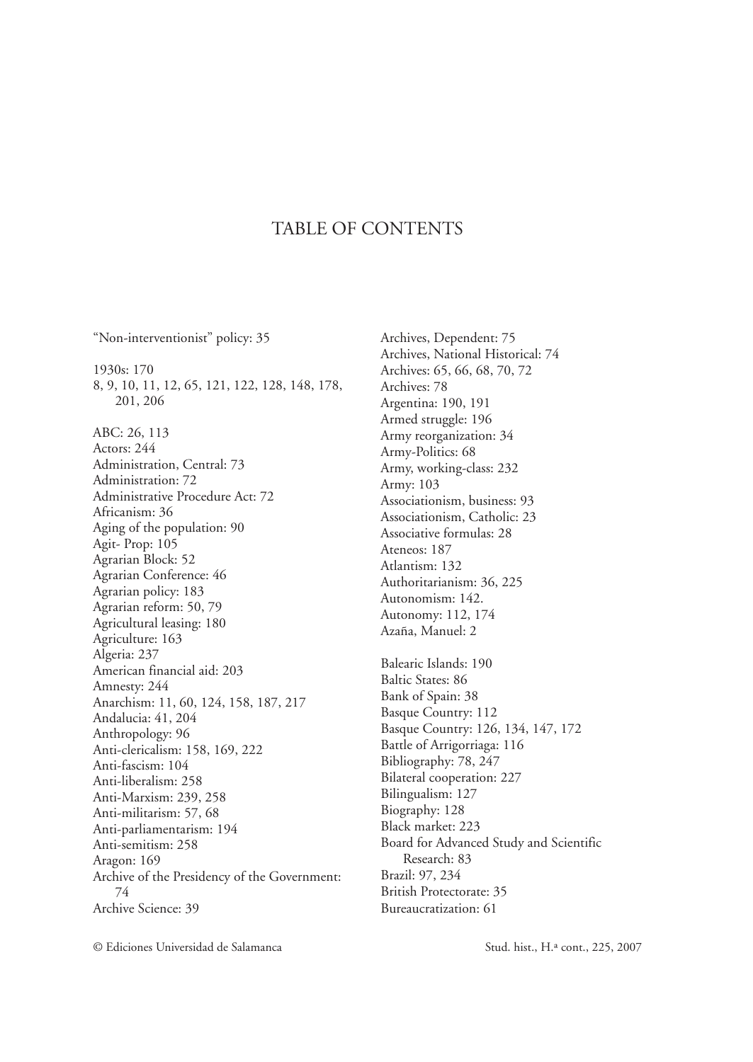# TABLE OF CONTENTS

"Non-interventionist" policy: 35

1930s: 170
8, 9, 10, 11, 12, 65, 121, 122, 128, 148, 178, 201, 206

ABC: 26, 113
Actors: 244
Administration, Central: 73
Administration: 72
Administrative Procedure Act: 72
Africanism: 36
Aging of the population: 90
Agit- Prop: 105
Agrarian Block: 52
Agrarian Conference: 46
Agrarian policy: 183
Agrarian reform: 50, 79
Agricultural leasing: 180
Agriculture: 163
Algeria: 237
American financial aid: 203
Amnesty: 244
Anarchism: 11, 60, 124, 158, 187, 217
Andalucia: 41, 204
Anthropology: 96
Anti-clericalism: 158, 169, 222
Anti-fascism: 104
Anti-liberalism: 258
Anti-Marxism: 239, 258
Anti-militarism: 57, 68
Anti-parliamentarism: 194
Anti-semitism: 258
Aragon: 169
Archive of the Presidency of the Government: 74
Archive Science: 39
Archives, Dependent: 75
Archives, National Historical: 74
Archives: 65, 66, 68, 70, 72
Archives: 78
Argentina: 190, 191
Armed struggle: 196
Army reorganization: 34
Army-Politics: 68
Army, working-class: 232
Army: 103
Associationism, business: 93
Associationism, Catholic: 23
Associative formulas: 28
Ateneos: 187
Atlantism: 132
Authoritarianism: 36, 225
Autonomism: 142.
Autonomy: 112, 174
Azaña, Manuel: 2

Balearic Islands: 190
Baltic States: 86
Bank of Spain: 38
Basque Country: 112
Basque Country: 126, 134, 147, 172
Battle of Arrigorriaga: 116
Bibliography: 78, 247
Bilateral cooperation: 227
Bilingualism: 127
Biography: 128
Black market: 223
Board for Advanced Study and Scientific Research: 83
Brazil: 97, 234
British Protectorate: 35
Bureaucratization: 61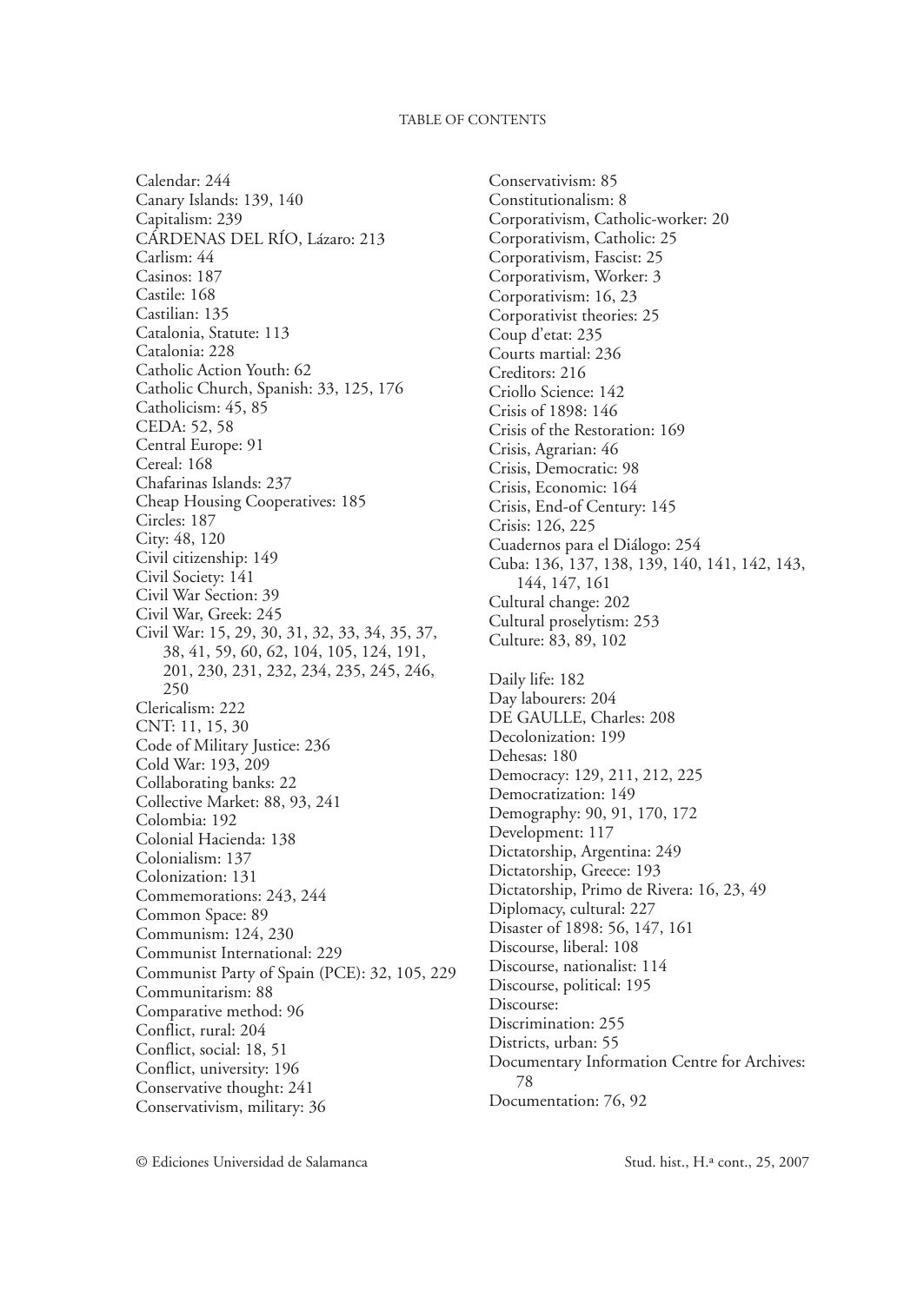Calendar: 244
Canary Islands: 139, 140
Capitalism: 239
CÁRDENAS DEL RÍO, Lázaro: 213
Carlism: 44
Casinos: 187
Castile: 168
Castilian: 135
Catalonia, Statute: 113
Catalonia: 228
Catholic Action Youth: 62
Catholic Church, Spanish: 33, 125, 176
Catholicism: 45, 85
CEDA: 52, 58
Central Europe: 91
Cereal: 168
Chafarinas Islands: 237
Cheap Housing Cooperatives: 185
Circles: 187
City: 48, 120
Civil citizenship: 149
Civil Society: 141
Civil War Section: 39
Civil War, Greek: 245
Civil War: 15, 29, 30, 31, 32, 33, 34, 35, 37, 38, 41, 59, 60, 62, 104, 105, 124, 191, 201, 230, 231, 232, 234, 235, 245, 246, 250
Clericalism: 222
CNT: 11, 15, 30
Code of Military Justice: 236
Cold War: 193, 209
Collaborating banks: 22
Collective Market: 88, 93, 241
Colombia: 192
Colonial Hacienda: 138
Colonialism: 137
Colonization: 131
Commemorations: 243, 244
Common Space: 89
Communism: 124, 230
Communist International: 229
Communist Party of Spain (PCE): 32, 105, 229
Communitarism: 88
Comparative method: 96
Conflict, rural: 204
Conflict, social: 18, 51
Conflict, university: 196
Conservative thought: 241
Conservativism, military: 36
Conservativism: 85
Constitutionalism: 8
Corporativism, Catholic-worker: 20
Corporativism, Catholic: 25
Corporativism, Fascist: 25
Corporativism, Worker: 3
Corporativism: 16, 23
Corporativist theories: 25
Coup d'etat: 235
Courts martial: 236
Creditors: 216
Criollo Science: 142
Crisis of 1898: 146
Crisis of the Restoration: 169
Crisis, Agrarian: 46
Crisis, Democratic: 98
Crisis, Economic: 164
Crisis, End-of Century: 145
Crisis: 126, 225
Cuadernos para el Diálogo: 254
Cuba: 136, 137, 138, 139, 140, 141, 142, 143, 144, 147, 161
Cultural change: 202
Cultural proselytism: 253
Culture: 83, 89, 102

Daily life: 182
Day labourers: 204
DE GAULLE, Charles: 208
Decolonization: 199
Dehesas: 180
Democracy: 129, 211, 212, 225
Democratization: 149
Demography: 90, 91, 170, 172
Development: 117
Dictatorship, Argentina: 249
Dictatorship, Greece: 193
Dictatorship, Primo de Rivera: 16, 23, 49
Diplomacy, cultural: 227
Disaster of 1898: 56, 147, 161
Discourse, liberal: 108
Discourse, nationalist: 114
Discourse, political: 195
Discourse:
Discrimination: 255
Districts, urban: 55
Documentary Information Centre for Archives: 78
Documentation: 76, 92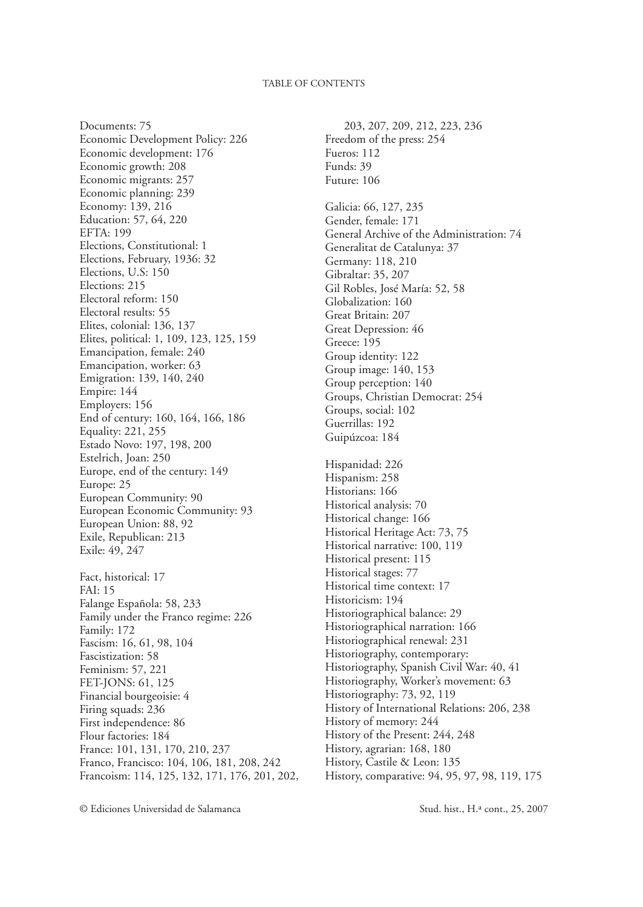Documents: 75
Economic Development Policy: 226
Economic development: 176
Economic growth: 208
Economic migrants: 257
Economic planning: 239
Economy: 139, 216
Education: 57, 64, 220
EFTA: 199
Elections, Constitutional: 1
Elections, February, 1936: 32
Elections, U.S: 150
Elections: 215
Electoral reform: 150
Electoral results: 55
Elites, colonial: 136, 137
Elites, political: 1, 109, 123, 125, 159
Emancipation, female: 240
Emancipation, worker: 63
Emigration: 139, 140, 240
Empire: 144
Employers: 156
End of century: 160, 164, 166, 186
Equality: 221, 255
Estado Novo: 197, 198, 200
Estelrich, Joan: 250
Europe, end of the century: 149
Europe: 25
European Community: 90
European Economic Community: 93
European Union: 88, 92
Exile, Republican: 213
Exile: 49, 247

Fact, historical: 17
FAI: 15
Falange Española: 58, 233
Family under the Franco regime: 226
Family: 172
Fascism: 16, 61, 98, 104
Fascistization: 58
Feminism: 57, 221
FET-JONS: 61, 125
Financial bourgeoisie: 4
Firing squads: 236
First independence: 86
Flour factories: 184
France: 101, 131, 170, 210, 237
Franco, Francisco: 104, 106, 181, 208, 242
Francoism: 114, 125, 132, 171, 176, 201, 202, 203, 207, 209, 212, 223, 236
Freedom of the press: 254
Fueros: 112
Funds: 39
Future: 106

Galicia: 66, 127, 235
Gender, female: 171
General Archive of the Administration: 74
Generalitat de Catalunya: 37
Germany: 118, 210
Gibraltar: 35, 207
Gil Robles, José María: 52, 58
Globalization: 160
Great Britain: 207
Great Depression: 46
Greece: 195
Group identity: 122
Group image: 140, 153
Group perception: 140
Groups, Christian Democrat: 254
Groups, social: 102
Guerrillas: 192
Guipúzcoa: 184

Hispanidad: 226
Hispanism: 258
Historians: 166
Historical analysis: 70
Historical change: 166
Historical Heritage Act: 73, 75
Historical narrative: 100, 119
Historical present: 115
Historical stages: 77
Historical time context: 17
Historicism: 194
Historiographical balance: 29
Historiographical narration: 166
Historiographical renewal: 231
Historiography, contemporary:
Historiography, Spanish Civil War: 40, 41
Historiography, Worker's movement: 63
Historiography: 73, 92, 119
History of International Relations: 206, 238
History of memory: 244
History of the Present: 244, 248
History, agrarian: 168, 180
History, Castile & Leon: 135
History, comparative: 94, 95, 97, 98, 119, 175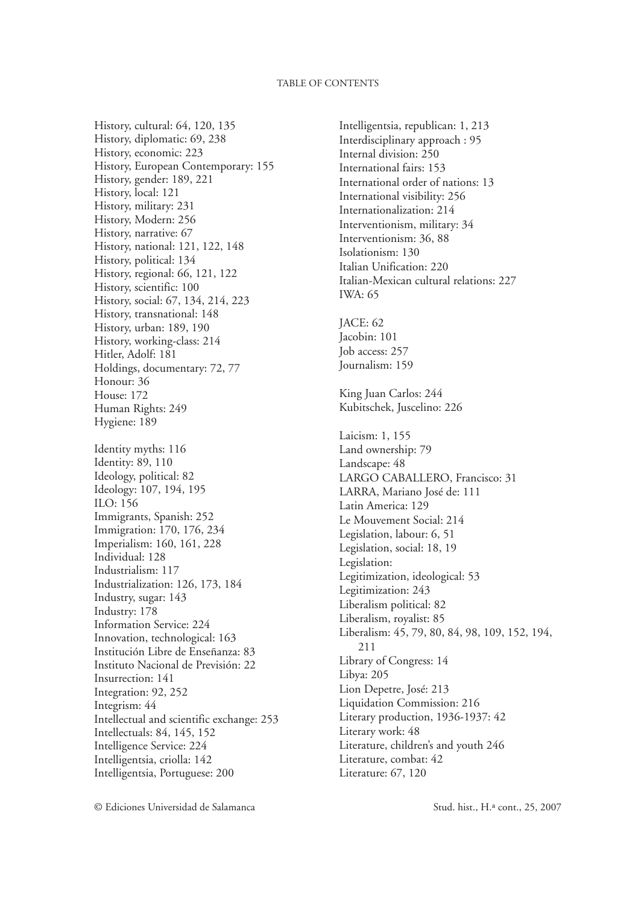History, cultural: 64, 120, 135
History, diplomatic: 69, 238
History, economic: 223
History, European Contemporary: 155
History, gender: 189, 221
History, local: 121
History, military: 231
History, Modern: 256
History, narrative: 67
History, national: 121, 122, 148
History, political: 134
History, regional: 66, 121, 122
History, scientific: 100
History, social: 67, 134, 214, 223
History, transnational: 148
History, urban: 189, 190
History, working-class: 214
Hitler, Adolf: 181
Holdings, documentary: 72, 77
Honour: 36
House: 172
Human Rights: 249
Hygiene: 189

Identity myths: 116
Identity: 89, 110
Ideology, political: 82
Ideology: 107, 194, 195
ILO: 156
Immigrants, Spanish: 252
Immigration: 170, 176, 234
Imperialism: 160, 161, 228
Individual: 128
Industrialism: 117
Industrialization: 126, 173, 184
Industry, sugar: 143
Industry: 178
Information Service: 224
Innovation, technological: 163
Institución Libre de Enseñanza: 83
Instituto Nacional de Previsión: 22
Insurrection: 141
Integration: 92, 252
Integrism: 44
Intellectual and scientific exchange: 253
Intellectuals: 84, 145, 152
Intelligence Service: 224
Intelligentsia, criolla: 142
Intelligentsia, Portuguese: 200
Intelligentsia, republican: 1, 213
Interdisciplinary approach : 95
Internal division: 250
International fairs: 153
International order of nations: 13
International visibility: 256
Internationalization: 214
Interventionism, military: 34
Interventionism: 36, 88
Isolationism: 130
Italian Unification: 220
Italian-Mexican cultural relations: 227
IWA: 65

JACE: 62
Jacobin: 101
Job access: 257
Journalism: 159

King Juan Carlos: 244
Kubitschek, Juscelino: 226

Laicism: 1, 155
Land ownership: 79
Landscape: 48
LARGO CABALLERO, Francisco: 31
LARRA, Mariano José de: 111
Latin America: 129
Le Mouvement Social: 214
Legislation, labour: 6, 51
Legislation, social: 18, 19
Legislation:
Legitimization, ideological: 53
Legitimization: 243
Liberalism political: 82
Liberalism, royalist: 85
Liberalism: 45, 79, 80, 84, 98, 109, 152, 194, 211
Library of Congress: 14
Libya: 205
Lion Depetre, José: 213
Liquidation Commission: 216
Literary production, 1936-1937: 42
Literary work: 48
Literature, children's and youth 246
Literature, combat: 42
Literature: 67, 120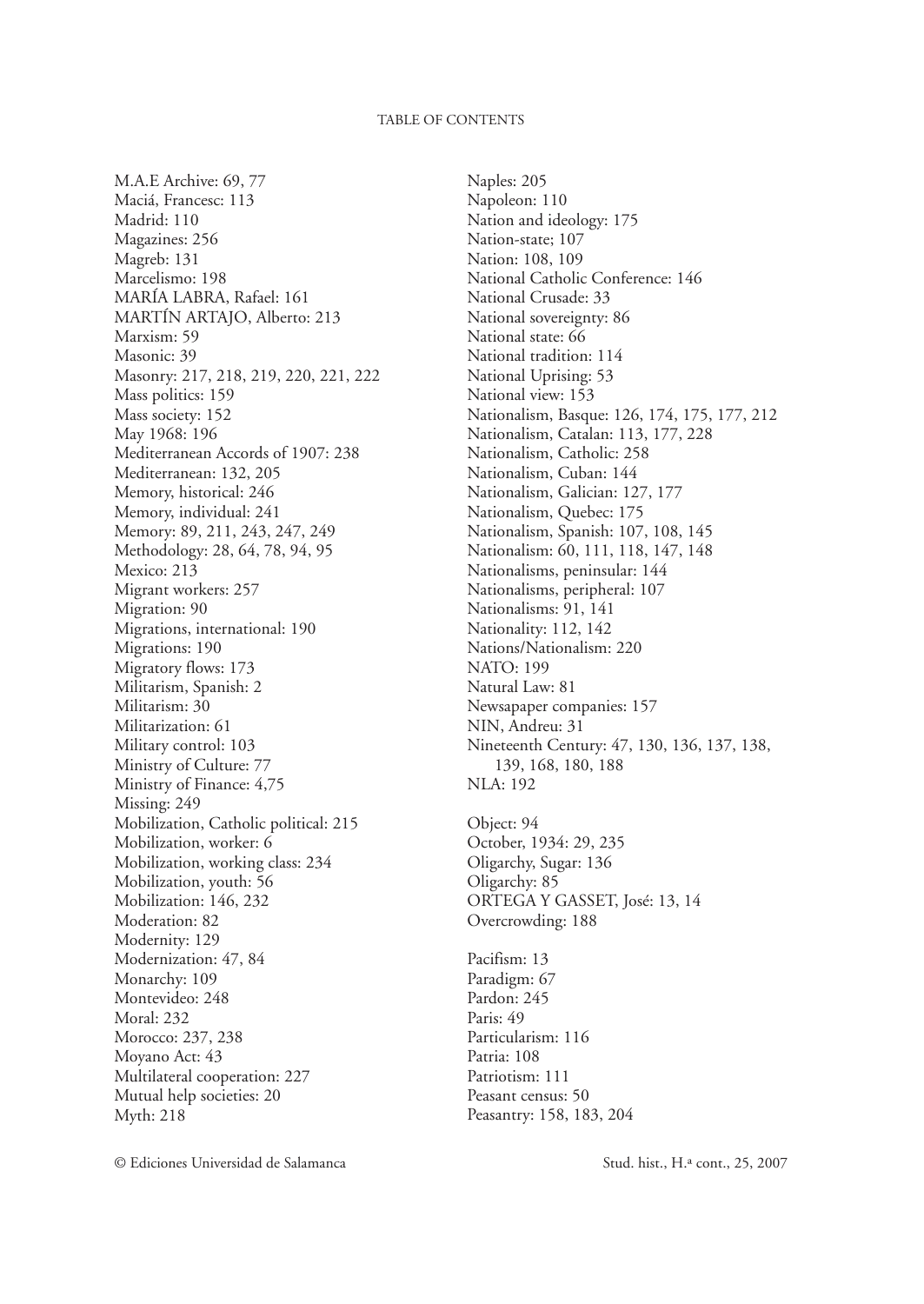M.A.E Archive: 69, 77
Maciá, Francesc: 113
Madrid: 110
Magazines: 256
Magreb: 131
Marcelismo: 198
MARÍA LABRA, Rafael: 161
MARTÍN ARTAJO, Alberto: 213
Marxism: 59
Masonic: 39
Masonry: 217, 218, 219, 220, 221, 222
Mass politics: 159
Mass society: 152
May 1968: 196
Mediterranean Accords of 1907: 238
Mediterranean: 132, 205
Memory, historical: 246
Memory, individual: 241
Memory: 89, 211, 243, 247, 249
Methodology: 28, 64, 78, 94, 95
Mexico: 213
Migrant workers: 257
Migration: 90
Migrations, international: 190
Migrations: 190
Migratory flows: 173
Militarism, Spanish: 2
Militarism: 30
Militarization: 61
Military control: 103
Ministry of Culture: 77
Ministry of Finance: 4,75
Missing: 249
Mobilization, Catholic political: 215
Mobilization, worker: 6
Mobilization, working class: 234
Mobilization, youth: 56
Mobilization: 146, 232
Moderation: 82
Modernity: 129
Modernization: 47, 84
Monarchy: 109
Montevideo: 248
Moral: 232
Morocco: 237, 238
Moyano Act: 43
Multilateral cooperation: 227
Mutual help societies: 20
Myth: 218

Naples: 205
Napoleon: 110
Nation and ideology: 175
Nation-state; 107
Nation: 108, 109
National Catholic Conference: 146
National Crusade: 33
National sovereignty: 86
National state: 66
National tradition: 114
National Uprising: 53
National view: 153
Nationalism, Basque: 126, 174, 175, 177, 212
Nationalism, Catalan: 113, 177, 228
Nationalism, Catholic: 258
Nationalism, Cuban: 144
Nationalism, Galician: 127, 177
Nationalism, Quebec: 175
Nationalism, Spanish: 107, 108, 145
Nationalism: 60, 111, 118, 147, 148
Nationalisms, peninsular: 144
Nationalisms, peripheral: 107
Nationalisms: 91, 141
Nationality: 112, 142
Nations/Nationalism: 220
NATO: 199
Natural Law: 81
Newsapaper companies: 157
NIN, Andreu: 31
Nineteenth Century: 47, 130, 136, 137, 138, 139, 168, 180, 188
NLA: 192

Object: 94
October, 1934: 29, 235
Oligarchy, Sugar: 136
Oligarchy: 85
ORTEGA Y GASSET, José: 13, 14
Overcrowding: 188

Pacifism: 13
Paradigm: 67
Pardon: 245
Paris: 49
Particularism: 116
Patria: 108
Patriotism: 111
Peasant census: 50
Peasantry: 158, 183, 204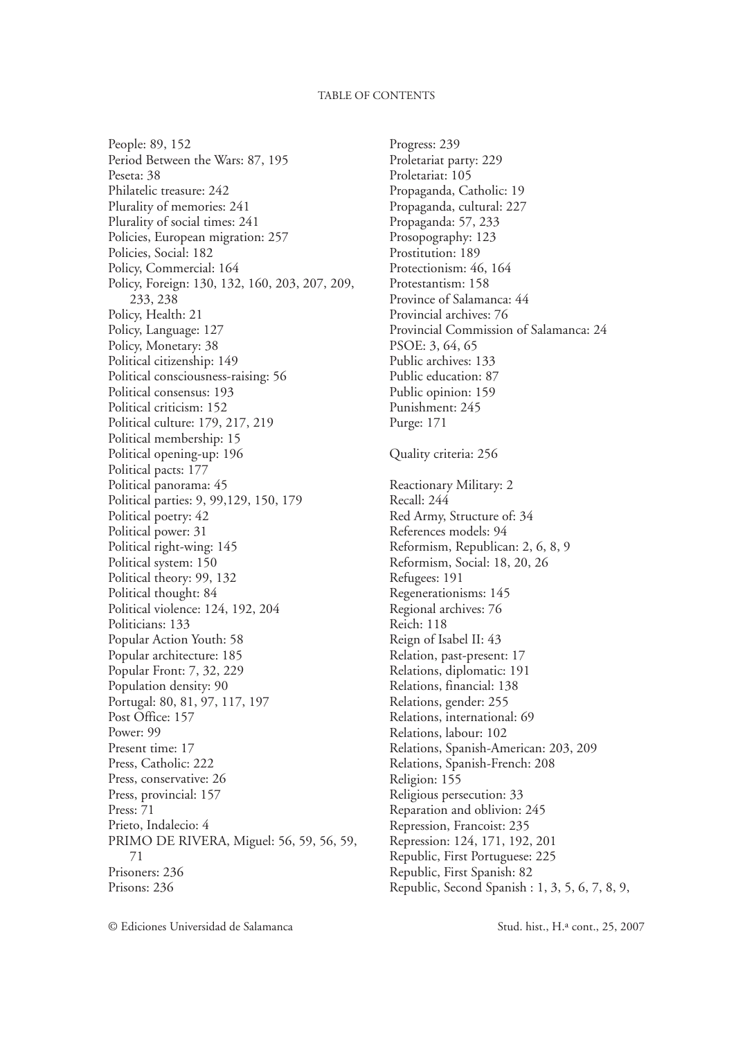People: 89, 152
Period Between the Wars: 87, 195
Peseta: 38
Philatelic treasure: 242
Plurality of memories: 241
Plurality of social times: 241
Policies, European migration: 257
Policies, Social: 182
Policy, Commercial: 164
Policy, Foreign: 130, 132, 160, 203, 207, 209, 233, 238
Policy, Health: 21
Policy, Language: 127
Policy, Monetary: 38
Political citizenship: 149
Political consciousness-raising: 56
Political consensus: 193
Political criticism: 152
Political culture: 179, 217, 219
Political membership: 15
Political opening-up: 196
Political pacts: 177
Political panorama: 45
Political parties: 9, 99,129, 150, 179
Political poetry: 42
Political power: 31
Political right-wing: 145
Political system: 150
Political theory: 99, 132
Political thought: 84
Political violence: 124, 192, 204
Politicians: 133
Popular Action Youth: 58
Popular architecture: 185
Popular Front: 7, 32, 229
Population density: 90
Portugal: 80, 81, 97, 117, 197
Post Office: 157
Power: 99
Present time: 17
Press, Catholic: 222
Press, conservative: 26
Press, provincial: 157
Press: 71
Prieto, Indalecio: 4
PRIMO DE RIVERA, Miguel: 56, 59, 56, 59, 71
Prisoners: 236
Prisons: 236
Progress: 239
Proletariat party: 229
Proletariat: 105
Propaganda, Catholic: 19
Propaganda, cultural: 227
Propaganda: 57, 233
Prosopography: 123
Prostitution: 189
Protectionism: 46, 164
Protestantism: 158
Province of Salamanca: 44
Provincial archives: 76
Provincial Commission of Salamanca: 24
PSOE: 3, 64, 65
Public archives: 133
Public education: 87
Public opinion: 159
Punishment: 245
Purge: 171

Quality criteria: 256

Reactionary Military: 2
Recall: 244
Red Army, Structure of: 34
References models: 94
Reformism, Republican: 2, 6, 8, 9
Reformism, Social: 18, 20, 26
Refugees: 191
Regenerationisms: 145
Regional archives: 76
Reich: 118
Reign of Isabel II: 43
Relation, past-present: 17
Relations, diplomatic: 191
Relations, financial: 138
Relations, gender: 255
Relations, international: 69
Relations, labour: 102
Relations, Spanish-American: 203, 209
Relations, Spanish-French: 208
Religion: 155
Religious persecution: 33
Reparation and oblivion: 245
Repression, Francoist: 235
Repression: 124, 171, 192, 201
Republic, First Portuguese: 225
Republic, First Spanish: 82
Republic, Second Spanish : 1, 3, 5, 6, 7, 8, 9,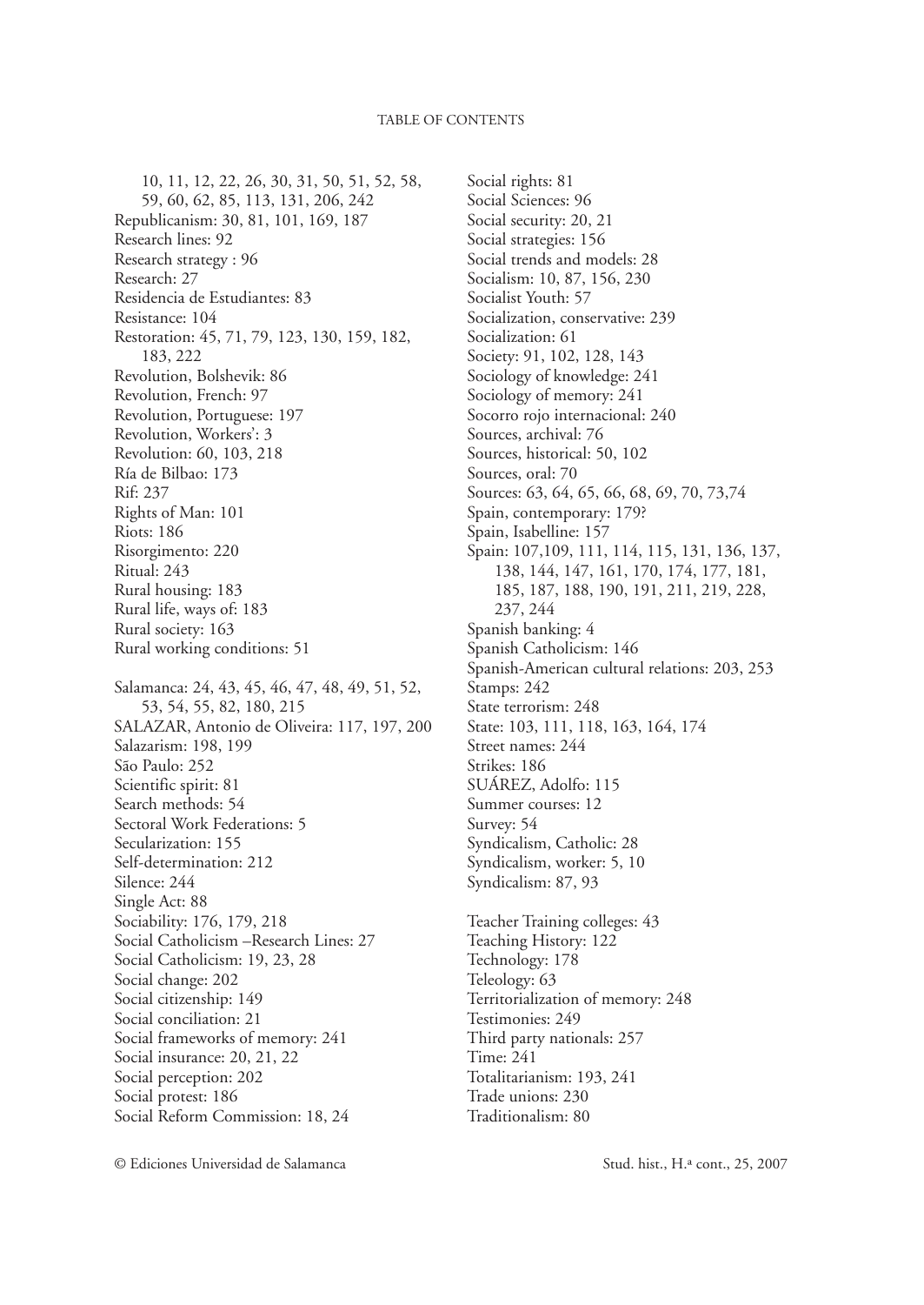10, 11, 12, 22, 26, 30, 31, 50, 51, 52, 58, 59, 60, 62, 85, 113, 131, 206, 242
Republicanism: 30, 81, 101, 169, 187
Research lines: 92
Research strategy : 96
Research: 27
Residencia de Estudiantes: 83
Resistance: 104
Restoration: 45, 71, 79, 123, 130, 159, 182, 183, 222
Revolution, Bolshevik: 86
Revolution, French: 97
Revolution, Portuguese: 197
Revolution, Workers': 3
Revolution: 60, 103, 218
Ría de Bilbao: 173
Rif: 237
Rights of Man: 101
Riots: 186
Risorgimento: 220
Ritual: 243
Rural housing: 183
Rural life, ways of: 183
Rural society: 163
Rural working conditions: 51

Salamanca: 24, 43, 45, 46, 47, 48, 49, 51, 52, 53, 54, 55, 82, 180, 215
SALAZAR, Antonio de Oliveira: 117, 197, 200
Salazarism: 198, 199
São Paulo: 252
Scientific spirit: 81
Search methods: 54
Sectoral Work Federations: 5
Secularization: 155
Self-determination: 212
Silence: 244
Single Act: 88
Sociability: 176, 179, 218
Social Catholicism –Research Lines: 27
Social Catholicism: 19, 23, 28
Social change: 202
Social citizenship: 149
Social conciliation: 21
Social frameworks of memory: 241
Social insurance: 20, 21, 22
Social perception: 202
Social protest: 186
Social Reform Commission: 18, 24
Social rights: 81
Social Sciences: 96
Social security: 20, 21
Social strategies: 156
Social trends and models: 28
Socialism: 10, 87, 156, 230
Socialist Youth: 57
Socialization, conservative: 239
Socialization: 61
Society: 91, 102, 128, 143
Sociology of knowledge: 241
Sociology of memory: 241
Socorro rojo internacional: 240
Sources, archival: 76
Sources, historical: 50, 102
Sources, oral: 70
Sources: 63, 64, 65, 66, 68, 69, 70, 73,74
Spain, contemporary: 179?
Spain, Isabelline: 157
Spain: 107,109, 111, 114, 115, 131, 136, 137, 138, 144, 147, 161, 170, 174, 177, 181, 185, 187, 188, 190, 191, 211, 219, 228, 237, 244
Spanish banking: 4
Spanish Catholicism: 146
Spanish-American cultural relations: 203, 253
Stamps: 242
State terrorism: 248
State: 103, 111, 118, 163, 164, 174
Street names: 244
Strikes: 186
SUÁREZ, Adolfo: 115
Summer courses: 12
Survey: 54
Syndicalism, Catholic: 28
Syndicalism, worker: 5, 10
Syndicalism: 87, 93

Teacher Training colleges: 43
Teaching History: 122
Technology: 178
Teleology: 63
Territorialization of memory: 248
Testimonies: 249
Third party nationals: 257
Time: 241
Totalitarianism: 193, 241
Trade unions: 230
Traditionalism: 80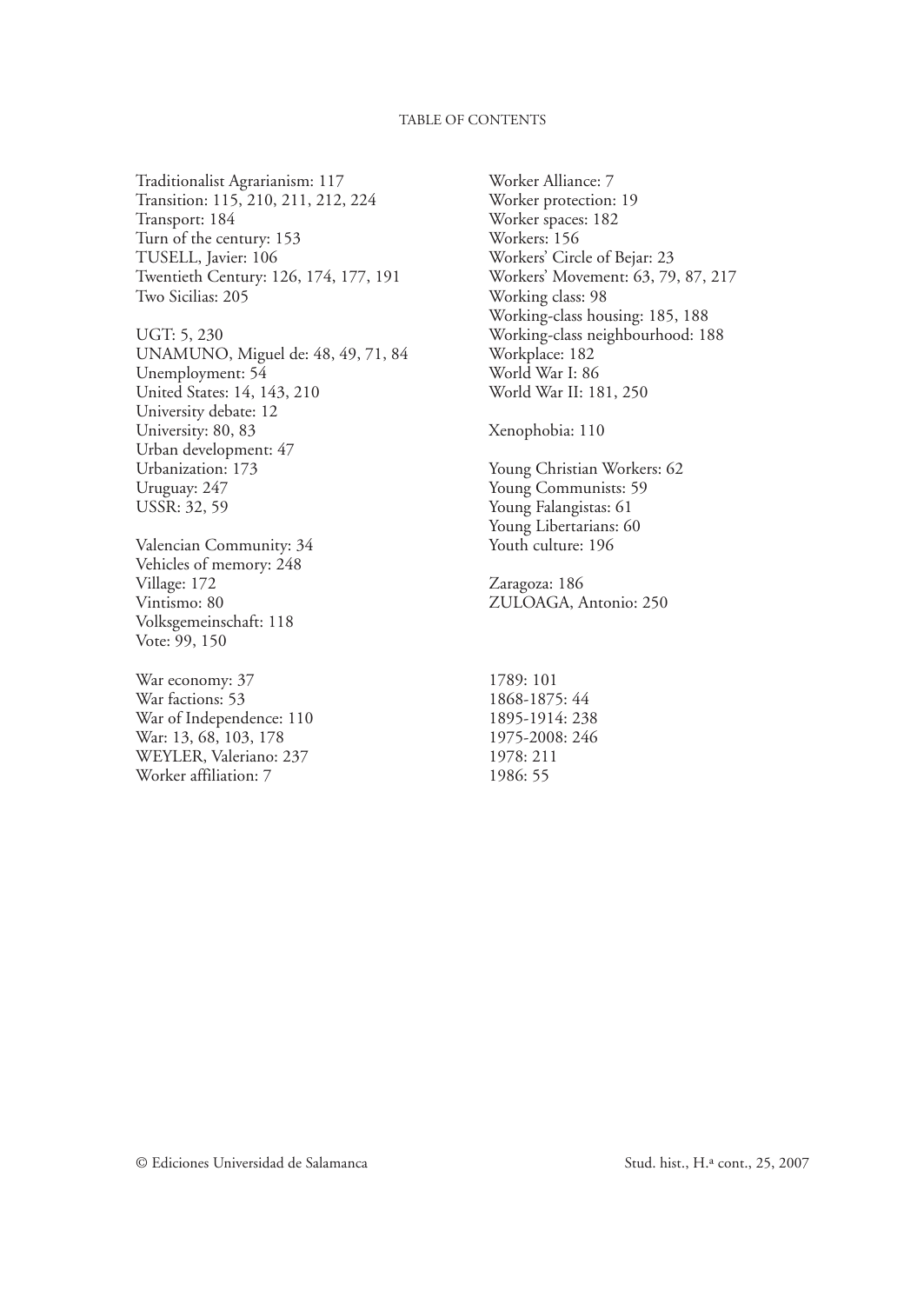Traditionalist Agrarianism: 117
Transition: 115, 210, 211, 212, 224
Transport: 184
Turn of the century: 153
TUSELL, Javier: 106
Twentieth Century: 126, 174, 177, 191
Two Sicilias: 205

UGT: 5, 230
UNAMUNO, Miguel de: 48, 49, 71, 84
Unemployment: 54
United States: 14, 143, 210
University debate: 12
University: 80, 83
Urban development: 47
Urbanization: 173
Uruguay: 247
USSR: 32, 59

Valencian Community: 34
Vehicles of memory: 248
Village: 172
Vintismo: 80
Volksgemeinschaft: 118
Vote: 99, 150

War economy: 37
War factions: 53
War of Independence: 110
War: 13, 68, 103, 178
WEYLER, Valeriano: 237
Worker affiliation: 7
Worker Alliance: 7
Worker protection: 19
Worker spaces: 182
Workers: 156
Workers' Circle of Bejar: 23
Workers' Movement: 63, 79, 87, 217
Working class: 98
Working-class housing: 185, 188
Working-class neighbourhood: 188
Workplace: 182
World War I: 86
World War II: 181, 250

Xenophobia: 110

Young Christian Workers: 62
Young Communists: 59
Young Falangistas: 61
Young Libertarians: 60
Youth culture: 196

Zaragoza: 186
ZULOAGA, Antonio: 250

1789: 101
1868-1875: 44
1895-1914: 238
1975-2008: 246
1978: 211
1986: 55